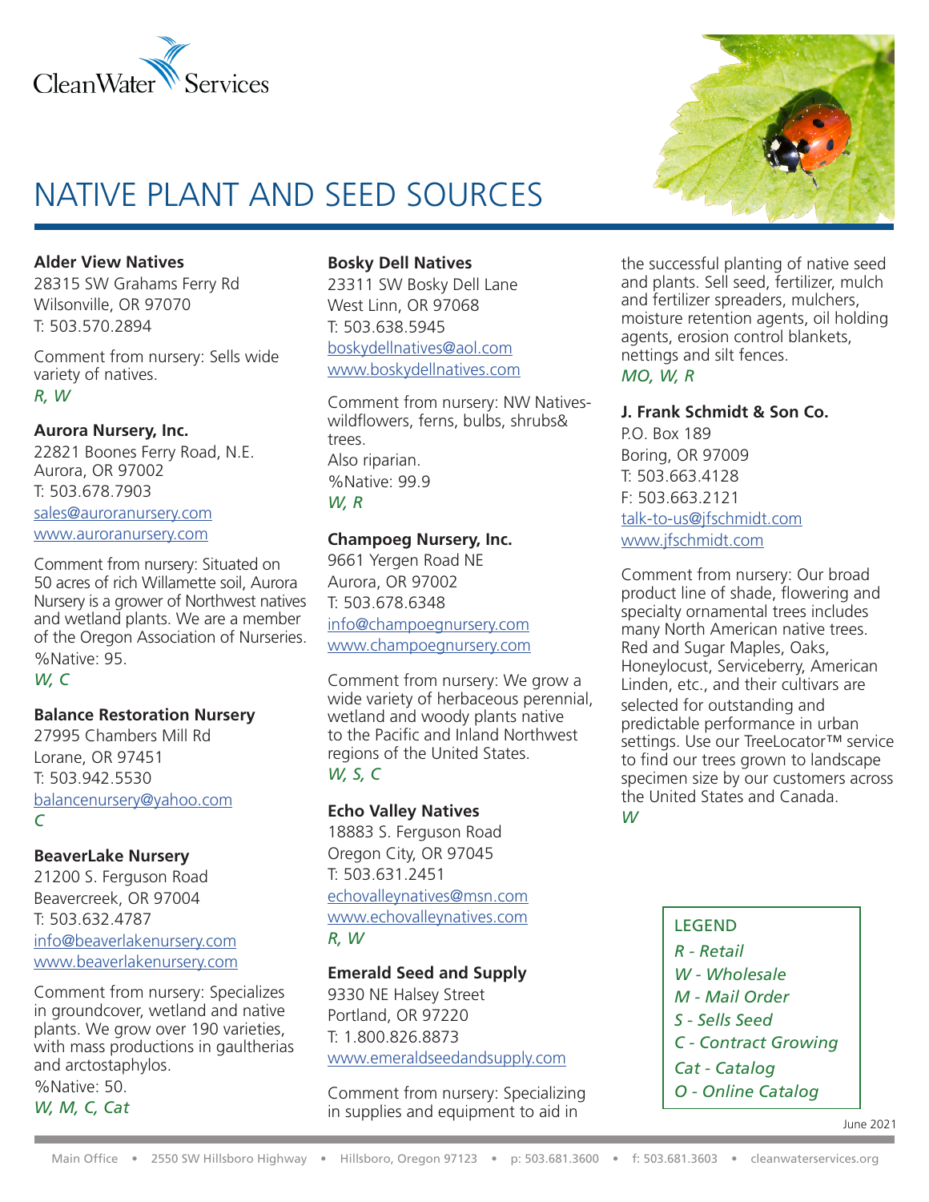# NATIVE PLANT AND SEED SOURCES

**Alder View Natives**
28315 SW Grahams Ferry Rd
Wilsonville, OR 97070
T: 503.570.2894

Comment from nursery: Sells wide variety of natives.
*R, W*

**Aurora Nursery, Inc.**
22821 Boones Ferry Road, N.E.
Aurora, OR 97002
T: 503.678.7903
sales@auroranursery.com
www.auroranursery.com

Comment from nursery: Situated on 50 acres of rich Willamette soil, Aurora Nursery is a grower of Northwest natives and wetland plants. We are a member of the Oregon Association of Nurseries.
%Native: 95.
*W, C*

**Balance Restoration Nursery**
27995 Chambers Mill Rd
Lorane, OR 97451
T: 503.942.5530
balancenursery@yahoo.com
*C*

**BeaverLake Nursery**
21200 S. Ferguson Road
Beavercreek, OR 97004
T: 503.632.4787
info@beaverlakenursery.com
www.beaverlakenursery.com

Comment from nursery: Specializes in groundcover, wetland and native plants. We grow over 190 varieties, with mass productions in gaultherias and arctostaphylos.
%Native: 50.
*W, M, C, Cat*

**Bosky Dell Natives**
23311 SW Bosky Dell Lane
West Linn, OR 97068
T: 503.638.5945
boskydellnatives@aol.com
www.boskydellnatives.com

Comment from nursery: NW Natives-wildflowers, ferns, bulbs, shrubs& trees.
Also riparian.
%Native: 99.9
*W, R*

**Champoeg Nursery, Inc.**
9661 Yergen Road NE
Aurora, OR 97002
T: 503.678.6348
info@champoegnursery.com
www.champoegnursery.com

Comment from nursery: We grow a wide variety of herbaceous perennial, wetland and woody plants native to the Pacific and Inland Northwest regions of the United States.
*W, S, C*

**Echo Valley Natives**
18883 S. Ferguson Road
Oregon City, OR 97045
T: 503.631.2451
echovalleynatives@msn.com
www.echovalleynatives.com
*R, W*

**Emerald Seed and Supply**
9330 NE Halsey Street
Portland, OR 97220
T: 1.800.826.8873
www.emeraldseedandsupply.com

Comment from nursery: Specializing in supplies and equipment to aid in the successful planting of native seed and plants. Sell seed, fertilizer, mulch and fertilizer spreaders, mulchers, moisture retention agents, oil holding agents, erosion control blankets, nettings and silt fences.
*MO, W, R*

**J. Frank Schmidt & Son Co.**
P.O. Box 189
Boring, OR 97009
T: 503.663.4128
F: 503.663.2121
talk-to-us@jfschmidt.com
www.jfschmidt.com

Comment from nursery: Our broad product line of shade, flowering and specialty ornamental trees includes many North American native trees. Red and Sugar Maples, Oaks, Honeylocust, Serviceberry, American Linden, etc., and their cultivars are selected for outstanding and predictable performance in urban settings. Use our TreeLocator™ service to find our trees grown to landscape specimen size by our customers across the United States and Canada.
*W*

LEGEND
*R - Retail*
*W - Wholesale*
*M - Mail Order*
*S - Sells Seed*
*C - Contract Growing*
*Cat - Catalog*
*O - Online Catalog*

June 2021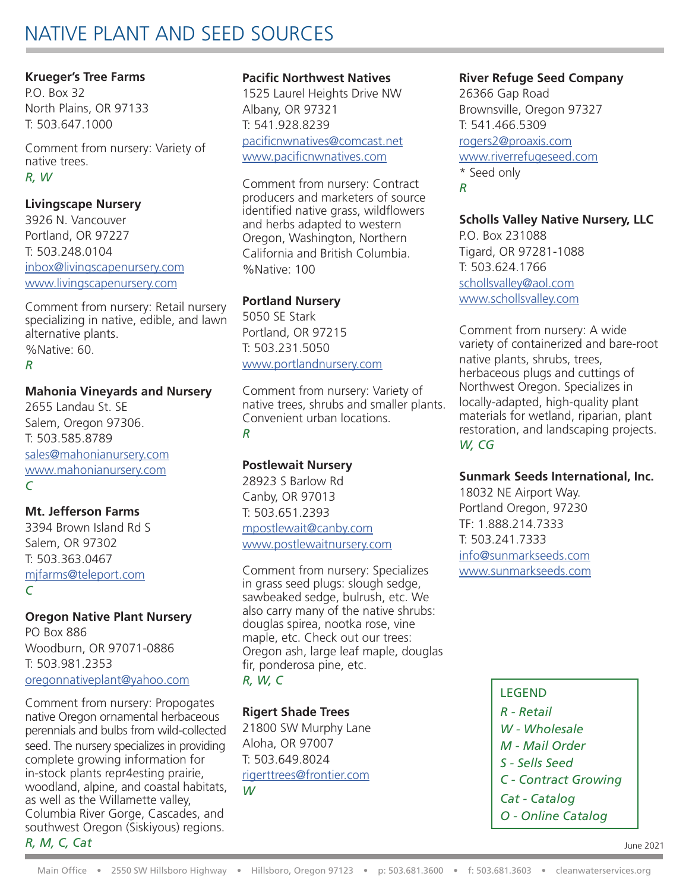# NATIVE PLANT AND SEED SOURCES

**Krueger's Tree Farms**
P.O. Box 32
North Plains, OR 97133
T: 503.647.1000

Comment from nursery: Variety of native trees.
*R, W*

**Livingscape Nursery**
3926 N. Vancouver
Portland, OR 97227
T: 503.248.0104
inbox@livingscapenursery.com
www.livingscapenursery.com

Comment from nursery: Retail nursery specializing in native, edible, and lawn alternative plants.
%Native: 60.
*R*

**Mahonia Vineyards and Nursery**
2655 Landau St. SE
Salem, Oregon 97306.
T: 503.585.8789
sales@mahonianursery.com
www.mahonianursery.com
*C*

**Mt. Jefferson Farms**
3394 Brown Island Rd S
Salem, OR 97302
T: 503.363.0467
mjfarms@teleport.com
*C*

**Oregon Native Plant Nursery**
PO Box 886
Woodburn, OR 97071-0886
T: 503.981.2353
oregonnativeplant@yahoo.com

Comment from nursery: Propogates native Oregon ornamental herbaceous perennials and bulbs from wild-collected seed. The nursery specializes in providing complete growing information for in-stock plants repr4esting prairie, woodland, alpine, and coastal habitats, as well as the Willamette valley, Columbia River Gorge, Cascades, and southwest Oregon (Siskiyous) regions.
*R, M, C, Cat*

**Pacific Northwest Natives**
1525 Laurel Heights Drive NW
Albany, OR 97321
T: 541.928.8239
pacificnwnatives@comcast.net
www.pacificnwnatives.com

Comment from nursery: Contract producers and marketers of source identified native grass, wildflowers and herbs adapted to western Oregon, Washington, Northern California and British Columbia.
%Native: 100

**Portland Nursery**
5050 SE Stark
Portland, OR 97215
T: 503.231.5050
www.portlandnursery.com

Comment from nursery: Variety of native trees, shrubs and smaller plants. Convenient urban locations.
*R*

**Postlewait Nursery**
28923 S Barlow Rd
Canby, OR 97013
T: 503.651.2393
mpostlewait@canby.com
www.postlewaitnursery.com

Comment from nursery: Specializes in grass seed plugs: slough sedge, sawbeaked sedge, bulrush, etc. We also carry many of the native shrubs: douglas spirea, nootka rose, vine maple, etc. Check out our trees: Oregon ash, large leaf maple, douglas fir, ponderosa pine, etc.
*R, W, C*

**Rigert Shade Trees**
21800 SW Murphy Lane
Aloha, OR 97007
T: 503.649.8024
rigerttrees@frontier.com
*W*

**River Refuge Seed Company**
26366 Gap Road
Brownsville, Oregon 97327
T: 541.466.5309
rogers2@proaxis.com
www.riverrefugeseed.com
* Seed only
*R*

**Scholls Valley Native Nursery, LLC**
P.O. Box 231088
Tigard, OR 97281-1088
T: 503.624.1766
schollsvalley@aol.com
www.schollsvalley.com

Comment from nursery: A wide variety of containerized and bare-root native plants, shrubs, trees, herbaceous plugs and cuttings of Northwest Oregon. Specializes in locally-adapted, high-quality plant materials for wetland, riparian, plant restoration, and landscaping projects.
*W, CG*

**Sunmark Seeds International, Inc.**
18032 NE Airport Way.
Portland Oregon, 97230
TF: 1.888.214.7333
T: 503.241.7333
info@sunmarkseeds.com
www.sunmarkseeds.com

LEGEND
*R - Retail*
*W - Wholesale*
*M - Mail Order*
*S - Sells Seed*
*C - Contract Growing*
*Cat - Catalog*
*O - Online Catalog*

June 2021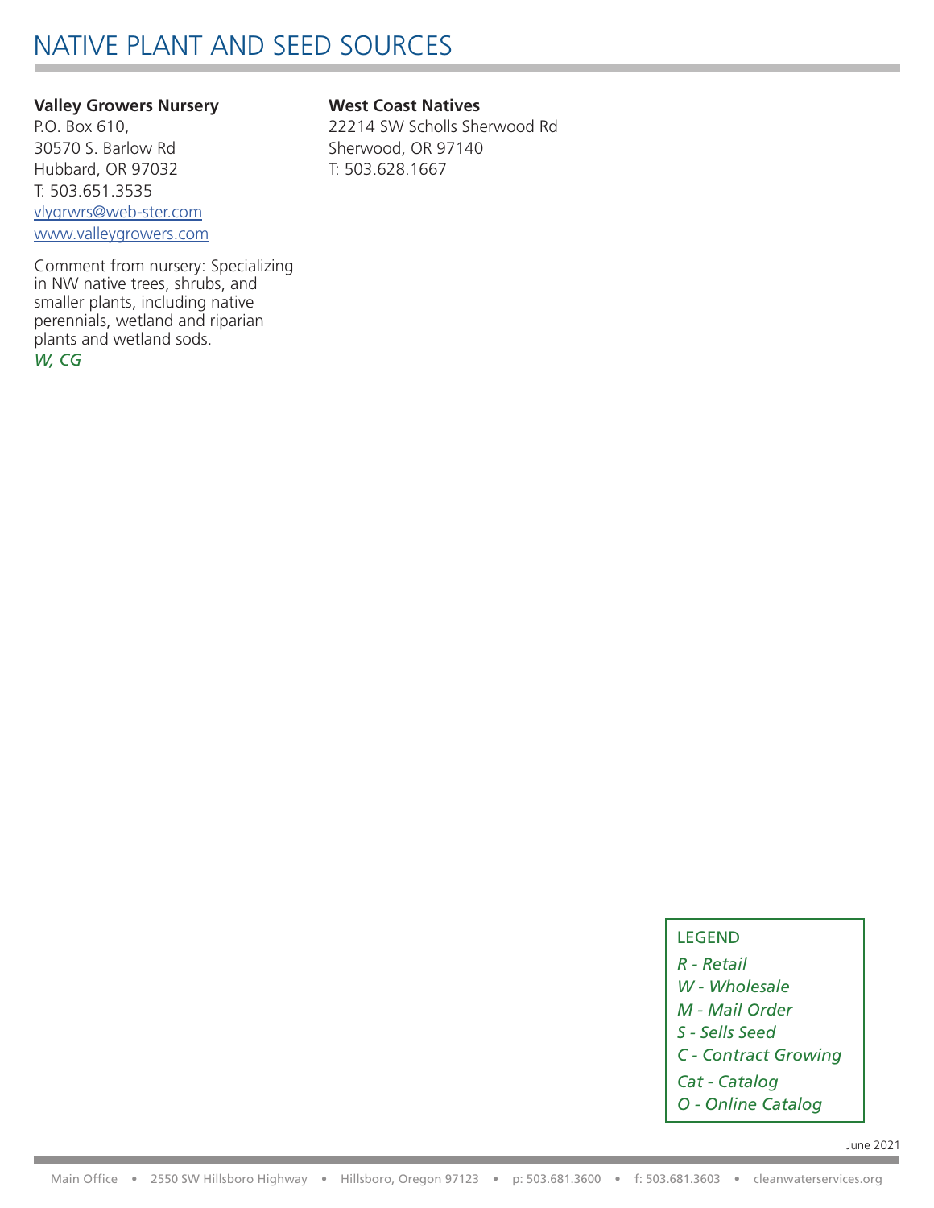# NATIVE PLANT AND SEED SOURCES

**Valley Growers Nursery**
P.O. Box 610,
30570 S. Barlow Rd
Hubbard, OR 97032
T: 503.651.3535
vlygrwrs@web-ster.com
www.valleygrowers.com

Comment from nursery: Specializing in NW native trees, shrubs, and smaller plants, including native perennials, wetland and riparian plants and wetland sods.
*W, CG*

**West Coast Natives**
22214 SW Scholls Sherwood Rd
Sherwood, OR 97140
T: 503.628.1667

LEGEND
*R - Retail*
*W - Wholesale*
*M - Mail Order*
*S - Sells Seed*
*C - Contract Growing*
*Cat - Catalog*
*O - Online Catalog*

June 2021